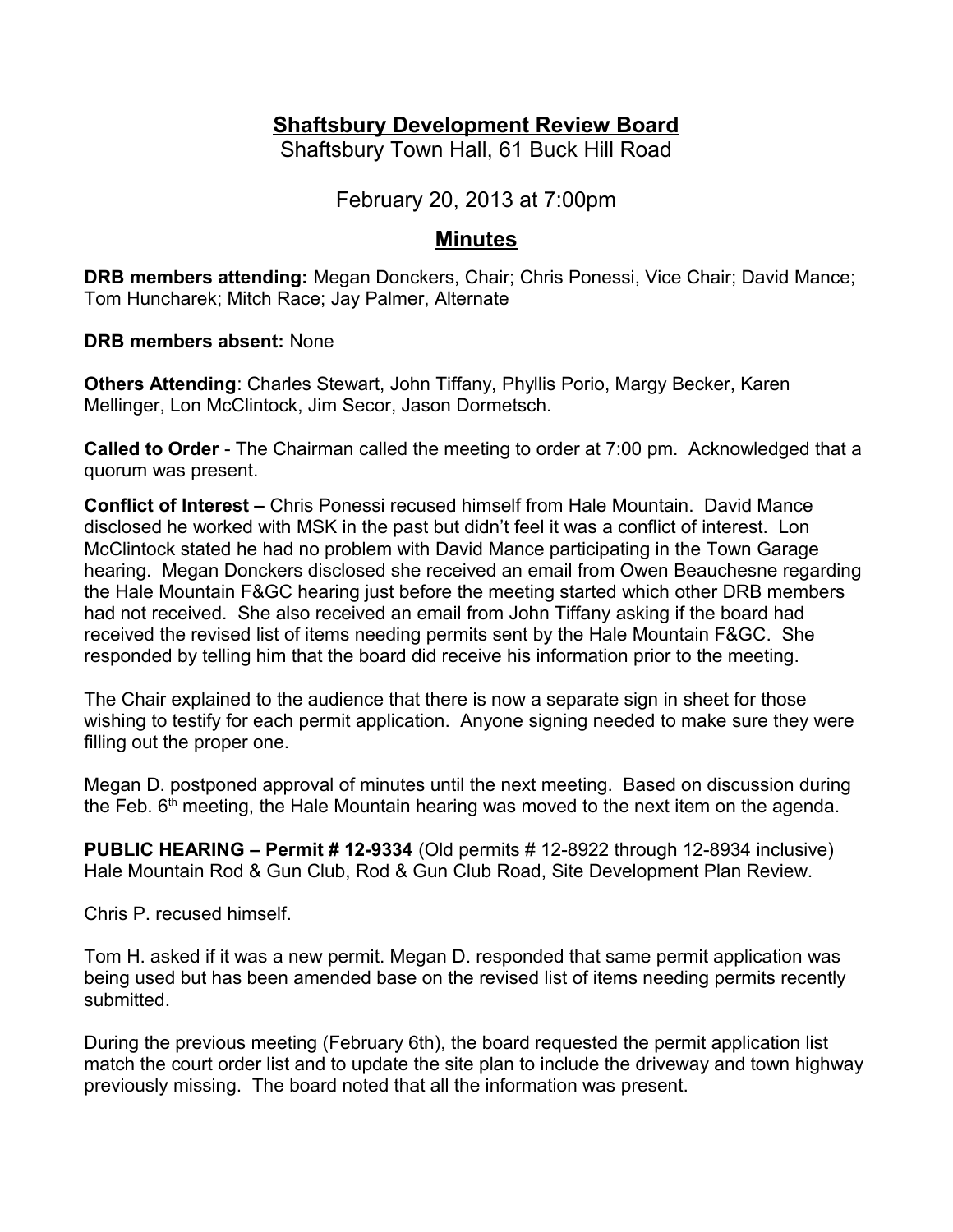# Shaftsbury Development Review Board

Shaftsbury Town Hall, 61 Buck Hill Road

February 20, 2013 at 7:00pm

## Minutes

**DRB members attending:** Megan Donckers, Chair; Chris Ponessi, Vice Chair; David Mance; Tom Huncharek; Mitch Race; Jay Palmer, Alternate

**DRB members absent:** None

**Others Attending**: Charles Stewart, John Tiffany, Phyllis Porio, Margy Becker, Karen Mellinger, Lon McClintock, Jim Secor, Jason Dormetsch.

**Called to Order** - The Chairman called the meeting to order at 7:00 pm. Acknowledged that a quorum was present.

**Conflict of Interest –** Chris Ponessi recused himself from Hale Mountain. David Mance disclosed he worked with MSK in the past but didn't feel it was a conflict of interest. Lon McClintock stated he had no problem with David Mance participating in the Town Garage hearing. Megan Donckers disclosed she received an email from Owen Beauchesne regarding the Hale Mountain F&GC hearing just before the meeting started which other DRB members had not received. She also received an email from John Tiffany asking if the board had received the revised list of items needing permits sent by the Hale Mountain F&GC. She responded by telling him that the board did receive his information prior to the meeting.

The Chair explained to the audience that there is now a separate sign in sheet for those wishing to testify for each permit application. Anyone signing needed to make sure they were filling out the proper one.

Megan D. postponed approval of minutes until the next meeting. Based on discussion during the Feb. 6th meeting, the Hale Mountain hearing was moved to the next item on the agenda.

**PUBLIC HEARING – Permit # 12-9334** (Old permits # 12-8922 through 12-8934 inclusive) Hale Mountain Rod & Gun Club, Rod & Gun Club Road, Site Development Plan Review.

Chris P. recused himself.

Tom H. asked if it was a new permit. Megan D. responded that same permit application was being used but has been amended base on the revised list of items needing permits recently submitted.

During the previous meeting (February 6th), the board requested the permit application list match the court order list and to update the site plan to include the driveway and town highway previously missing. The board noted that all the information was present.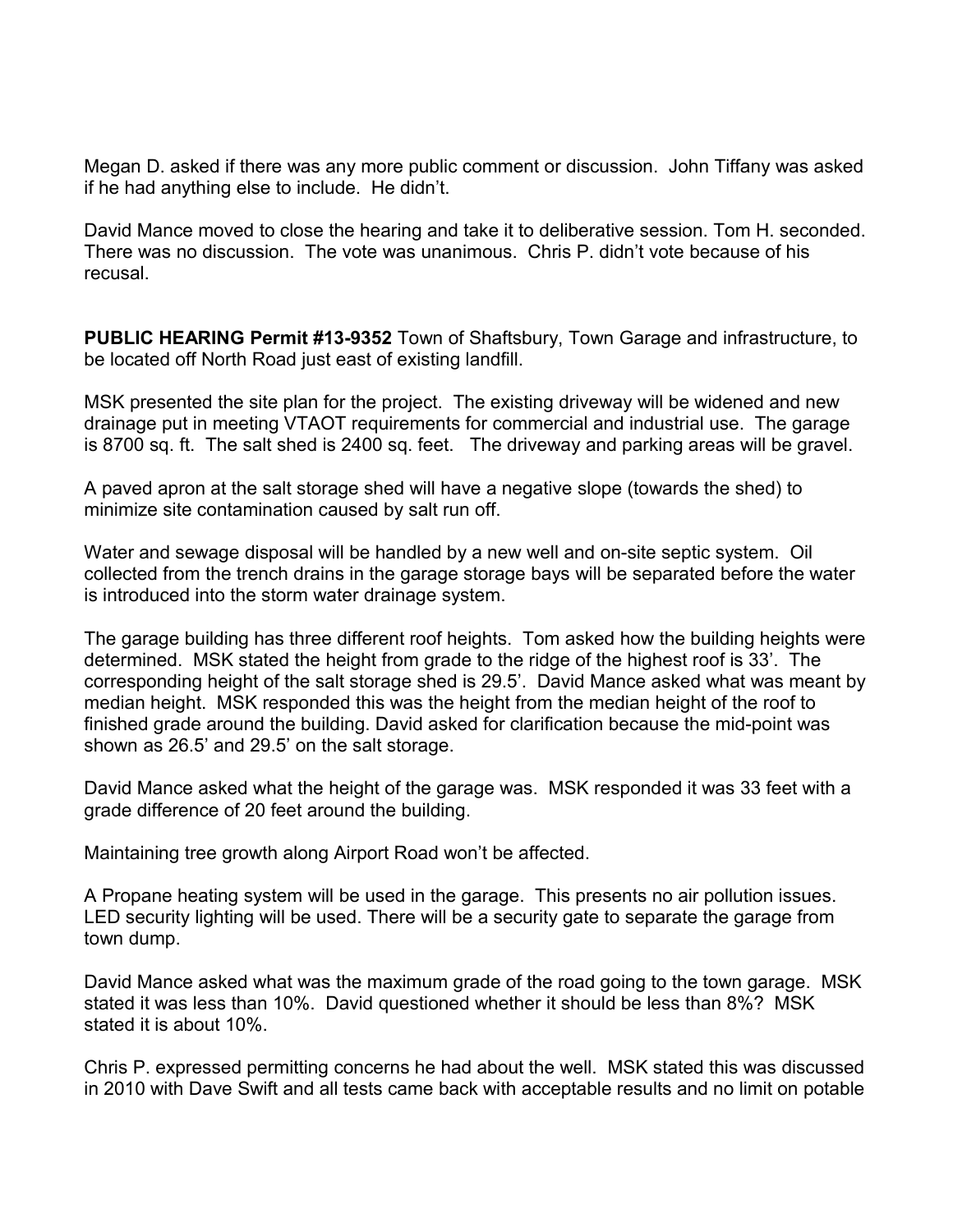Megan D. asked if there was any more public comment or discussion. John Tiffany was asked if he had anything else to include. He didn't.

David Mance moved to close the hearing and take it to deliberative session. Tom H. seconded. There was no discussion. The vote was unanimous. Chris P. didn't vote because of his recusal.

**PUBLIC HEARING Permit #13-9352** Town of Shaftsbury, Town Garage and infrastructure, to be located off North Road just east of existing landfill.

MSK presented the site plan for the project. The existing driveway will be widened and new drainage put in meeting VTAOT requirements for commercial and industrial use. The garage is 8700 sq. ft. The salt shed is 2400 sq. feet. The driveway and parking areas will be gravel.

A paved apron at the salt storage shed will have a negative slope (towards the shed) to minimize site contamination caused by salt run off.

Water and sewage disposal will be handled by a new well and on-site septic system. Oil collected from the trench drains in the garage storage bays will be separated before the water is introduced into the storm water drainage system.

The garage building has three different roof heights. Tom asked how the building heights were determined. MSK stated the height from grade to the ridge of the highest roof is 33'. The corresponding height of the salt storage shed is 29.5'. David Mance asked what was meant by median height. MSK responded this was the height from the median height of the roof to finished grade around the building. David asked for clarification because the mid-point was shown as 26.5' and 29.5' on the salt storage.

David Mance asked what the height of the garage was. MSK responded it was 33 feet with a grade difference of 20 feet around the building.

Maintaining tree growth along Airport Road won't be affected.

A Propane heating system will be used in the garage. This presents no air pollution issues. LED security lighting will be used. There will be a security gate to separate the garage from town dump.

David Mance asked what was the maximum grade of the road going to the town garage. MSK stated it was less than 10%. David questioned whether it should be less than 8%? MSK stated it is about 10%.

Chris P. expressed permitting concerns he had about the well. MSK stated this was discussed in 2010 with Dave Swift and all tests came back with acceptable results and no limit on potable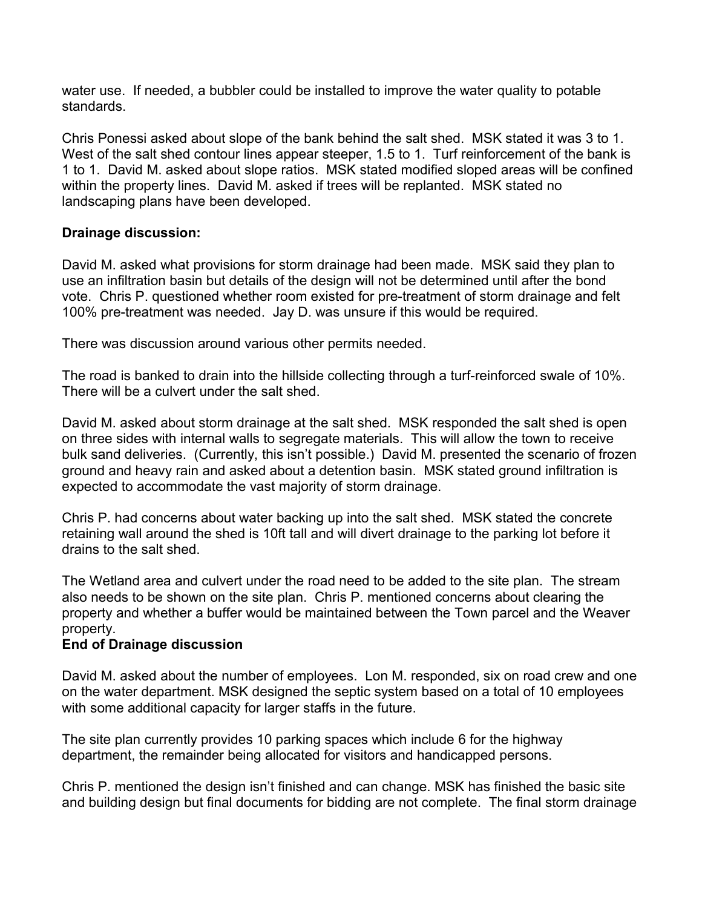water use. If needed, a bubbler could be installed to improve the water quality to potable standards.

Chris Ponessi asked about slope of the bank behind the salt shed. MSK stated it was 3 to 1. West of the salt shed contour lines appear steeper, 1.5 to 1. Turf reinforcement of the bank is 1 to 1. David M. asked about slope ratios. MSK stated modified sloped areas will be confined within the property lines. David M. asked if trees will be replanted. MSK stated no landscaping plans have been developed.

**Drainage discussion:**

David M. asked what provisions for storm drainage had been made. MSK said they plan to use an infiltration basin but details of the design will not be determined until after the bond vote. Chris P. questioned whether room existed for pre-treatment of storm drainage and felt 100% pre-treatment was needed. Jay D. was unsure if this would be required.

There was discussion around various other permits needed.

The road is banked to drain into the hillside collecting through a turf-reinforced swale of 10%. There will be a culvert under the salt shed.

David M. asked about storm drainage at the salt shed. MSK responded the salt shed is open on three sides with internal walls to segregate materials. This will allow the town to receive bulk sand deliveries. (Currently, this isn't possible.) David M. presented the scenario of frozen ground and heavy rain and asked about a detention basin. MSK stated ground infiltration is expected to accommodate the vast majority of storm drainage.

Chris P. had concerns about water backing up into the salt shed. MSK stated the concrete retaining wall around the shed is 10ft tall and will divert drainage to the parking lot before it drains to the salt shed.

The Wetland area and culvert under the road need to be added to the site plan. The stream also needs to be shown on the site plan. Chris P. mentioned concerns about clearing the property and whether a buffer would be maintained between the Town parcel and the Weaver property.
**End of Drainage discussion**

David M. asked about the number of employees. Lon M. responded, six on road crew and one on the water department. MSK designed the septic system based on a total of 10 employees with some additional capacity for larger staffs in the future.

The site plan currently provides 10 parking spaces which include 6 for the highway department, the remainder being allocated for visitors and handicapped persons.

Chris P. mentioned the design isn't finished and can change. MSK has finished the basic site and building design but final documents for bidding are not complete. The final storm drainage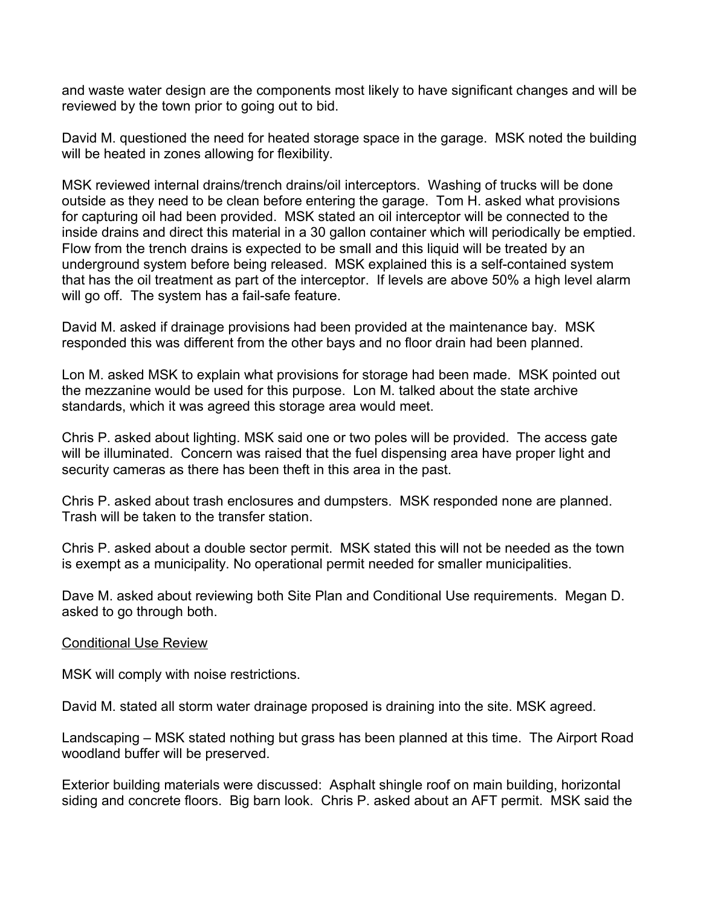and waste water design are the components most likely to have significant changes and will be reviewed by the town prior to going out to bid.

David M. questioned the need for heated storage space in the garage. MSK noted the building will be heated in zones allowing for flexibility.

MSK reviewed internal drains/trench drains/oil interceptors. Washing of trucks will be done outside as they need to be clean before entering the garage. Tom H. asked what provisions for capturing oil had been provided. MSK stated an oil interceptor will be connected to the inside drains and direct this material in a 30 gallon container which will periodically be emptied. Flow from the trench drains is expected to be small and this liquid will be treated by an underground system before being released. MSK explained this is a self-contained system that has the oil treatment as part of the interceptor. If levels are above 50% a high level alarm will go off. The system has a fail-safe feature.

David M. asked if drainage provisions had been provided at the maintenance bay. MSK responded this was different from the other bays and no floor drain had been planned.

Lon M. asked MSK to explain what provisions for storage had been made. MSK pointed out the mezzanine would be used for this purpose. Lon M. talked about the state archive standards, which it was agreed this storage area would meet.

Chris P. asked about lighting. MSK said one or two poles will be provided. The access gate will be illuminated. Concern was raised that the fuel dispensing area have proper light and security cameras as there has been theft in this area in the past.

Chris P. asked about trash enclosures and dumpsters. MSK responded none are planned. Trash will be taken to the transfer station.

Chris P. asked about a double sector permit. MSK stated this will not be needed as the town is exempt as a municipality. No operational permit needed for smaller municipalities.

Dave M. asked about reviewing both Site Plan and Conditional Use requirements. Megan D. asked to go through both.

<u>Conditional Use Review</u>

MSK will comply with noise restrictions.

David M. stated all storm water drainage proposed is draining into the site. MSK agreed.

Landscaping – MSK stated nothing but grass has been planned at this time. The Airport Road woodland buffer will be preserved.

Exterior building materials were discussed: Asphalt shingle roof on main building, horizontal siding and concrete floors. Big barn look. Chris P. asked about an AFT permit. MSK said the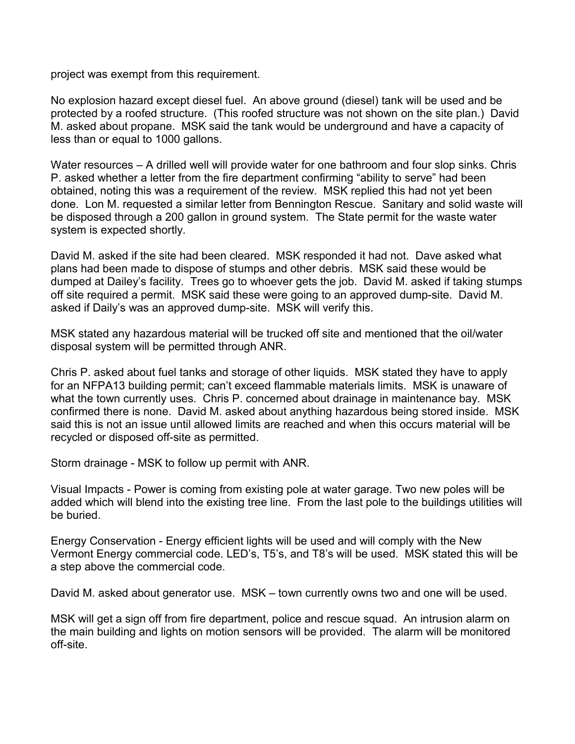project was exempt from this requirement.

No explosion hazard except diesel fuel. An above ground (diesel) tank will be used and be protected by a roofed structure. (This roofed structure was not shown on the site plan.) David M. asked about propane. MSK said the tank would be underground and have a capacity of less than or equal to 1000 gallons.

Water resources – A drilled well will provide water for one bathroom and four slop sinks. Chris P. asked whether a letter from the fire department confirming "ability to serve" had been obtained, noting this was a requirement of the review. MSK replied this had not yet been done. Lon M. requested a similar letter from Bennington Rescue. Sanitary and solid waste will be disposed through a 200 gallon in ground system. The State permit for the waste water system is expected shortly.

David M. asked if the site had been cleared. MSK responded it had not. Dave asked what plans had been made to dispose of stumps and other debris. MSK said these would be dumped at Dailey's facility. Trees go to whoever gets the job. David M. asked if taking stumps off site required a permit. MSK said these were going to an approved dump-site. David M. asked if Daily's was an approved dump-site. MSK will verify this.

MSK stated any hazardous material will be trucked off site and mentioned that the oil/water disposal system will be permitted through ANR.

Chris P. asked about fuel tanks and storage of other liquids. MSK stated they have to apply for an NFPA13 building permit; can't exceed flammable materials limits. MSK is unaware of what the town currently uses. Chris P. concerned about drainage in maintenance bay. MSK confirmed there is none. David M. asked about anything hazardous being stored inside. MSK said this is not an issue until allowed limits are reached and when this occurs material will be recycled or disposed off-site as permitted.

Storm drainage - MSK to follow up permit with ANR.

Visual Impacts - Power is coming from existing pole at water garage. Two new poles will be added which will blend into the existing tree line. From the last pole to the buildings utilities will be buried.

Energy Conservation - Energy efficient lights will be used and will comply with the New Vermont Energy commercial code. LED's, T5's, and T8's will be used. MSK stated this will be a step above the commercial code.

David M. asked about generator use. MSK – town currently owns two and one will be used.

MSK will get a sign off from fire department, police and rescue squad. An intrusion alarm on the main building and lights on motion sensors will be provided. The alarm will be monitored off-site.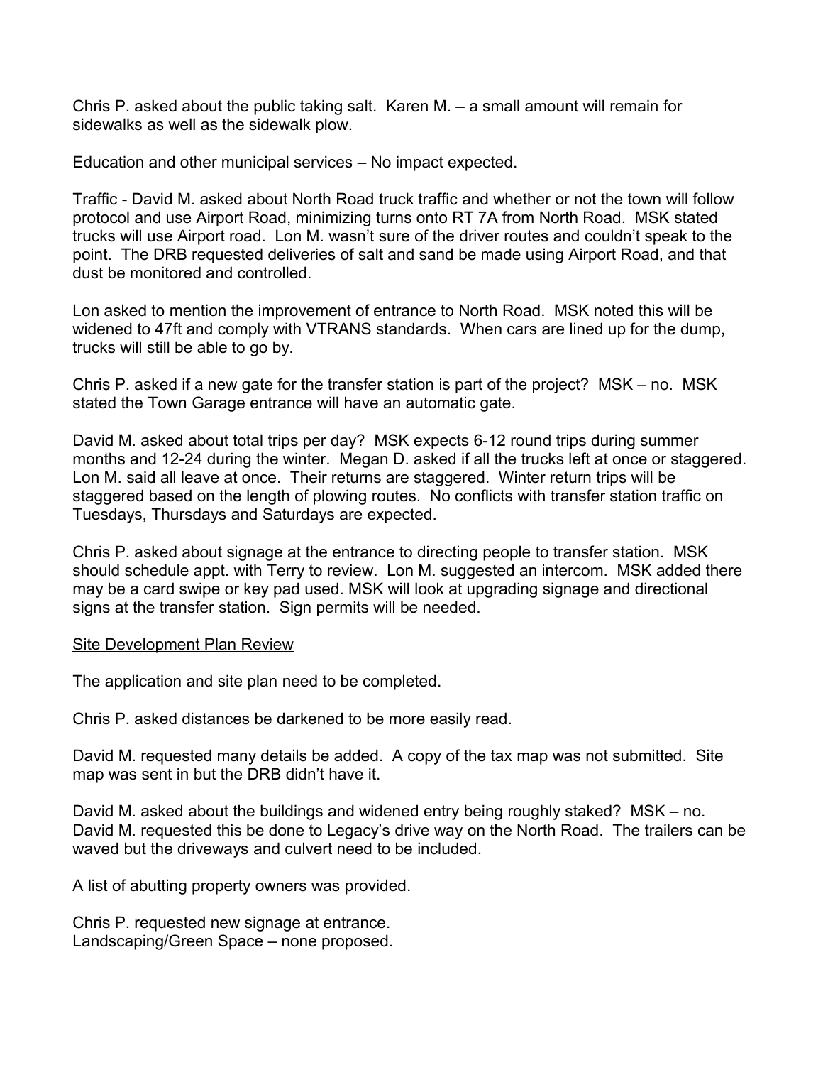Chris P. asked about the public taking salt. Karen M. – a small amount will remain for sidewalks as well as the sidewalk plow.

Education and other municipal services – No impact expected.

Traffic - David M. asked about North Road truck traffic and whether or not the town will follow protocol and use Airport Road, minimizing turns onto RT 7A from North Road. MSK stated trucks will use Airport road. Lon M. wasn't sure of the driver routes and couldn't speak to the point. The DRB requested deliveries of salt and sand be made using Airport Road, and that dust be monitored and controlled.

Lon asked to mention the improvement of entrance to North Road. MSK noted this will be widened to 47ft and comply with VTRANS standards. When cars are lined up for the dump, trucks will still be able to go by.

Chris P. asked if a new gate for the transfer station is part of the project? MSK – no. MSK stated the Town Garage entrance will have an automatic gate.

David M. asked about total trips per day? MSK expects 6-12 round trips during summer months and 12-24 during the winter. Megan D. asked if all the trucks left at once or staggered. Lon M. said all leave at once. Their returns are staggered. Winter return trips will be staggered based on the length of plowing routes. No conflicts with transfer station traffic on Tuesdays, Thursdays and Saturdays are expected.

Chris P. asked about signage at the entrance to directing people to transfer station. MSK should schedule appt. with Terry to review. Lon M. suggested an intercom. MSK added there may be a card swipe or key pad used. MSK will look at upgrading signage and directional signs at the transfer station. Sign permits will be needed.

<u>Site Development Plan Review</u>

The application and site plan need to be completed.

Chris P. asked distances be darkened to be more easily read.

David M. requested many details be added. A copy of the tax map was not submitted. Site map was sent in but the DRB didn't have it.

David M. asked about the buildings and widened entry being roughly staked? MSK – no. David M. requested this be done to Legacy's drive way on the North Road. The trailers can be waved but the driveways and culvert need to be included.

A list of abutting property owners was provided.

Chris P. requested new signage at entrance.
Landscaping/Green Space – none proposed.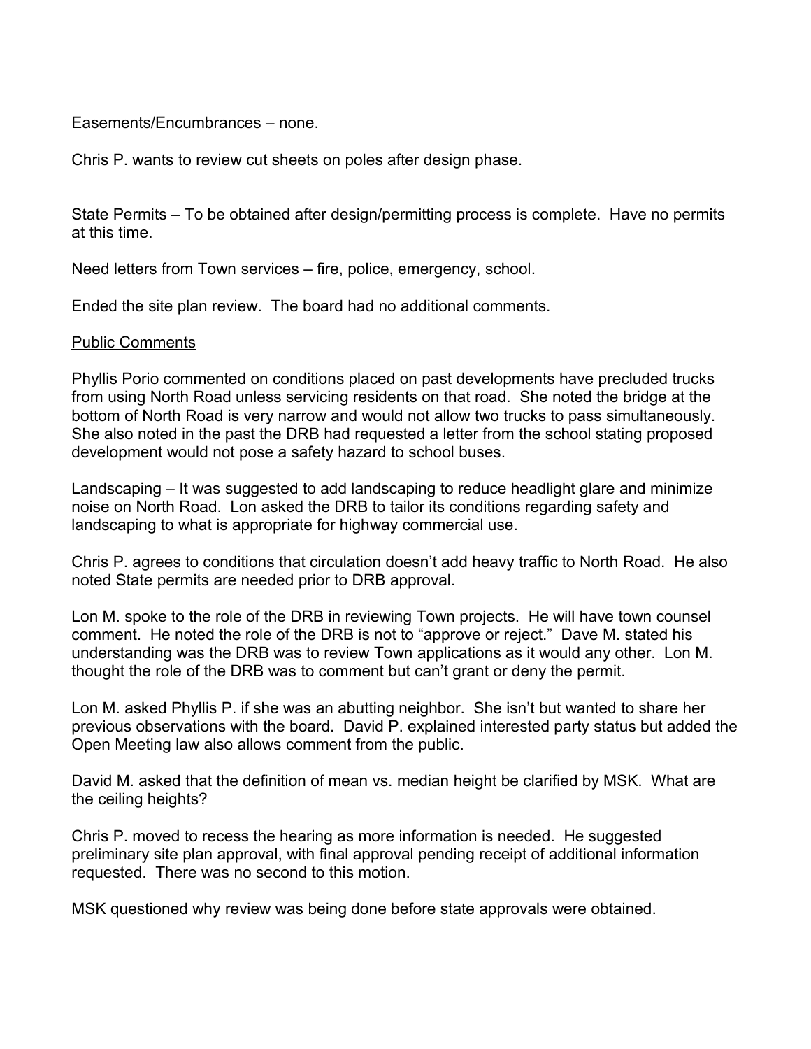Easements/Encumbrances – none.

Chris P. wants to review cut sheets on poles after design phase.

State Permits – To be obtained after design/permitting process is complete. Have no permits at this time.

Need letters from Town services – fire, police, emergency, school.

Ended the site plan review. The board had no additional comments.

<u>Public Comments</u>

Phyllis Porio commented on conditions placed on past developments have precluded trucks from using North Road unless servicing residents on that road. She noted the bridge at the bottom of North Road is very narrow and would not allow two trucks to pass simultaneously. She also noted in the past the DRB had requested a letter from the school stating proposed development would not pose a safety hazard to school buses.

Landscaping – It was suggested to add landscaping to reduce headlight glare and minimize noise on North Road. Lon asked the DRB to tailor its conditions regarding safety and landscaping to what is appropriate for highway commercial use.

Chris P. agrees to conditions that circulation doesn't add heavy traffic to North Road. He also noted State permits are needed prior to DRB approval.

Lon M. spoke to the role of the DRB in reviewing Town projects. He will have town counsel comment. He noted the role of the DRB is not to "approve or reject." Dave M. stated his understanding was the DRB was to review Town applications as it would any other. Lon M. thought the role of the DRB was to comment but can't grant or deny the permit.

Lon M. asked Phyllis P. if she was an abutting neighbor. She isn't but wanted to share her previous observations with the board. David P. explained interested party status but added the Open Meeting law also allows comment from the public.

David M. asked that the definition of mean vs. median height be clarified by MSK. What are the ceiling heights?

Chris P. moved to recess the hearing as more information is needed. He suggested preliminary site plan approval, with final approval pending receipt of additional information requested. There was no second to this motion.

MSK questioned why review was being done before state approvals were obtained.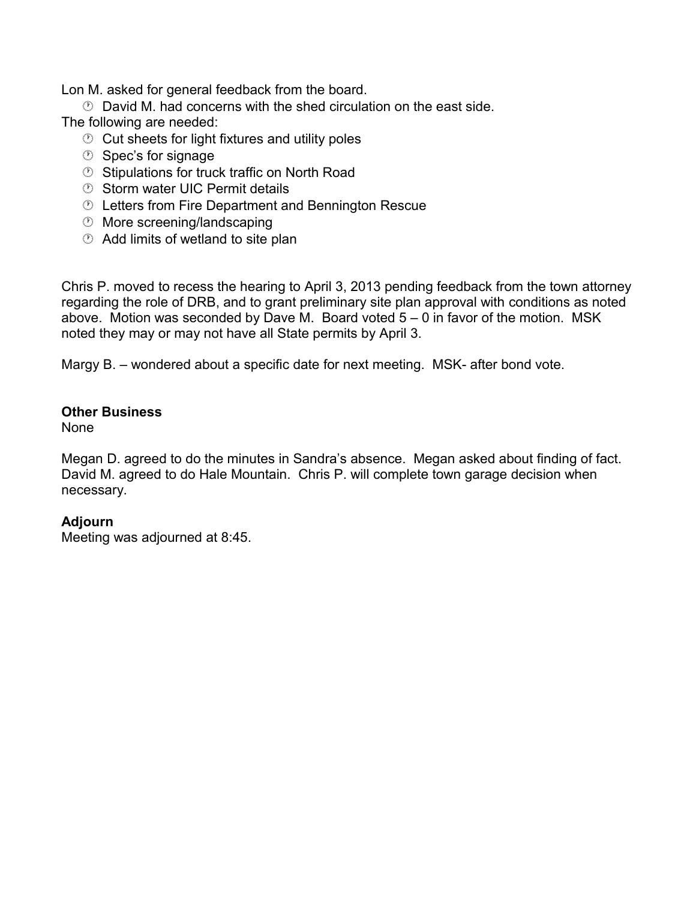Lon M. asked for general feedback from the board.

- David M. had concerns with the shed circulation on the east side.

The following are needed:

- Cut sheets for light fixtures and utility poles
- Spec's for signage
- Stipulations for truck traffic on North Road
- Storm water UIC Permit details
- Letters from Fire Department and Bennington Rescue
- More screening/landscaping
- Add limits of wetland to site plan

Chris P. moved to recess the hearing to April 3, 2013 pending feedback from the town attorney regarding the role of DRB, and to grant preliminary site plan approval with conditions as noted above. Motion was seconded by Dave M. Board voted 5 – 0 in favor of the motion. MSK noted they may or may not have all State permits by April 3.

Margy B. – wondered about a specific date for next meeting. MSK- after bond vote.

**Other Business**

None

Megan D. agreed to do the minutes in Sandra's absence. Megan asked about finding of fact. David M. agreed to do Hale Mountain. Chris P. will complete town garage decision when necessary.

**Adjourn**

Meeting was adjourned at 8:45.